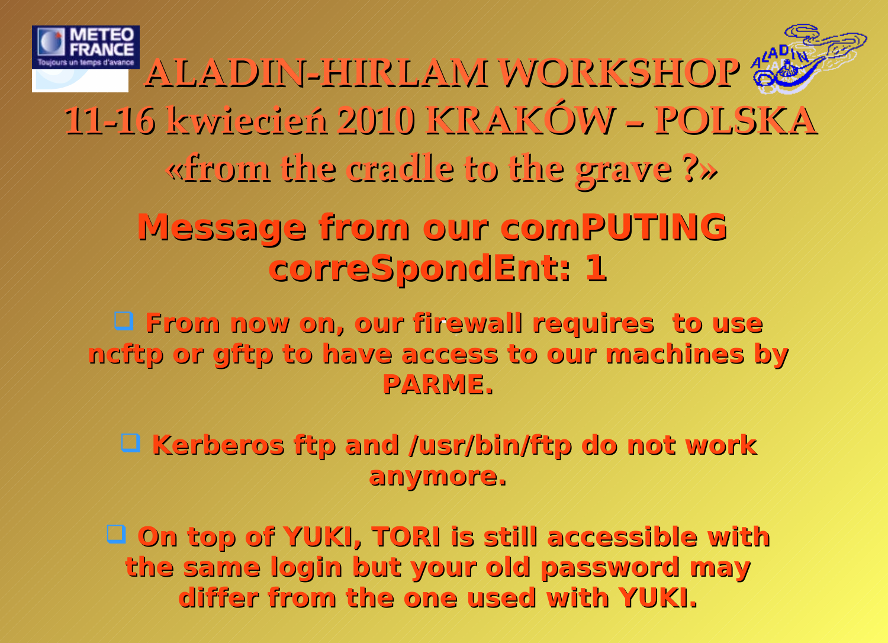# ALADIN-HIRLAM WORKSHOP

## 11-16 kwiecień 2010 KRAKÓW – POLSKA

### «from the cradle to the grave ?»

## Message from our comPUTING correSpondEnt: 1

- **From now on, our firewall requires to use ncftp or gftp to have access to our machines by PARME.**

- **Kerberos ftp and /usr/bin/ftp do not work anymore.**

- **On top of YUKI, TORI is still accessible with the same login but your old password may differ from the one used with YUKI.**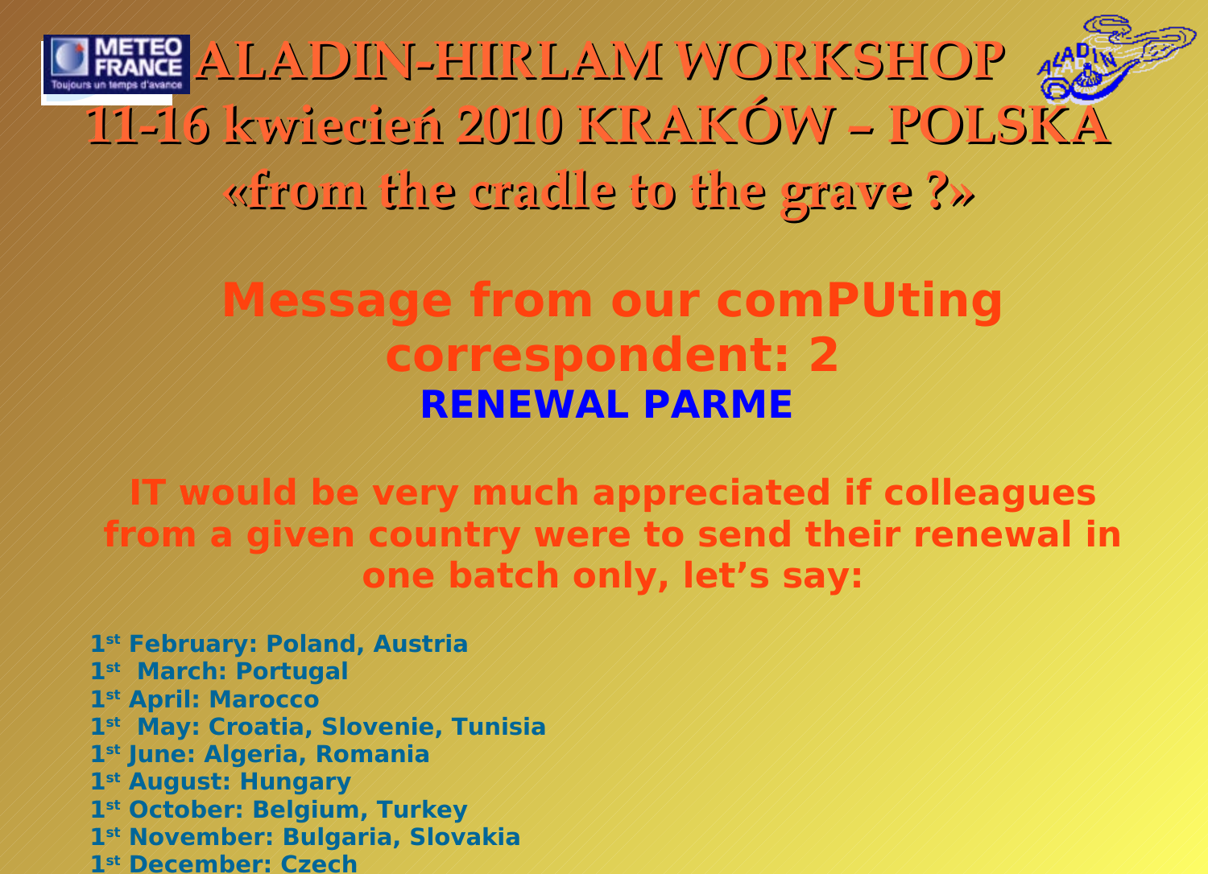# ALADIN-HIRLAM WORKSHOP

## 11-16 kwiecień 2010 KRAKÓW – POLSKA

## «from the cradle to the grave ?»

## Message from our comPUting correspondent: 2

### RENEWAL PARME

**IT would be very much appreciated if colleagues from a given country were to send their renewal in one batch only, let's say:**

- **1st February: Poland, Austria**
- **1st March: Portugal**
- **1st April: Marocco**
- **1st May: Croatia, Slovenie, Tunisia**
- **1st June: Algeria, Romania**
- **1st August: Hungary**
- **1st October: Belgium, Turkey**
- **1st November: Bulgaria, Slovakia**
- **1st December: Czech**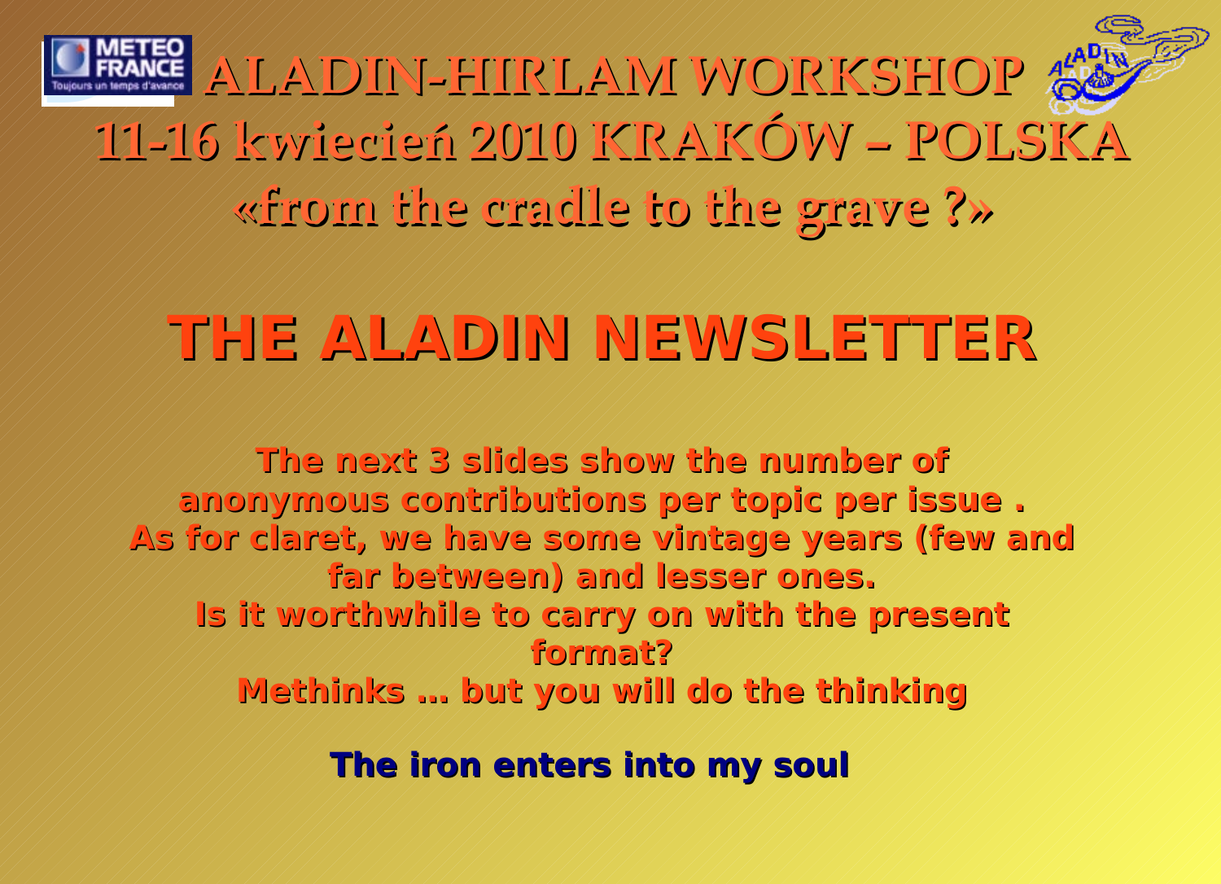# ALADIN-HIRLAM WORKSHOP

## 11-16 kwiecień 2010 KRAKÓW – POLSKA

## «from the cradle to the grave ?»

# THE ALADIN NEWSLETTER

**The next 3 slides show the number of anonymous contributions per topic per issue .**
**As for claret, we have some vintage years (few and far between) and lesser ones.**
**Is it worthwhile to carry on with the present format?**
**Methinks … but you will do the thinking**

**The iron enters into my soul**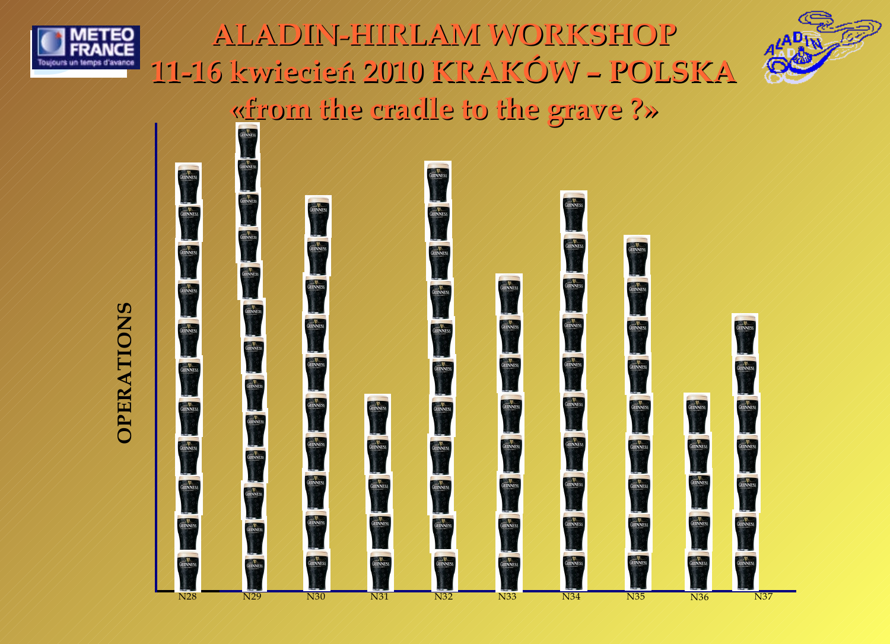# ALADIN-HIRLAM WORKSHOP

## 11-16 kwiecień 2010 KRAKÓW – POLSKA

### «from the cradle to the grave ?»

OPERATIONS

N28 N29 N30 N31 N32 N33 N34 N35 N36 N37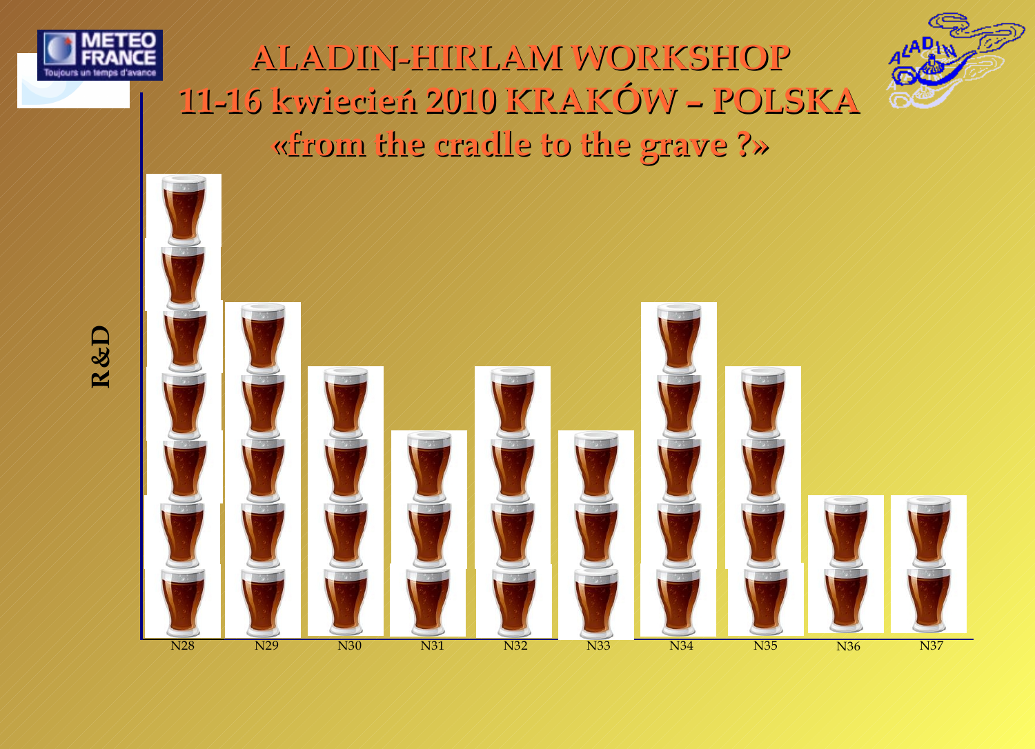# ALADIN-HIRLAM WORKSHOP

# 11-16 kwiecień 2010 KRAKÓW – POLSKA

## «from the cradle to the grave ?»

R &D

N28 N29 N30 N31 N32 N33 N34 N35 N36 N37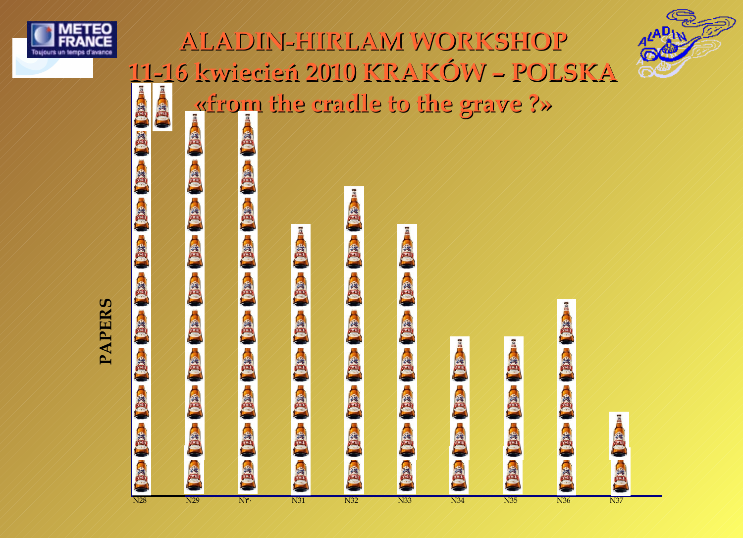# ALADIN-HIRLAM WORKSHOP

## 11-16 kwiecień 2010 KRAKÓW – POLSKA

### «from the cradle to the grave ?»

PAPERS

N28 N29 N30 N31 N32 N33 N34 N35 N36 N37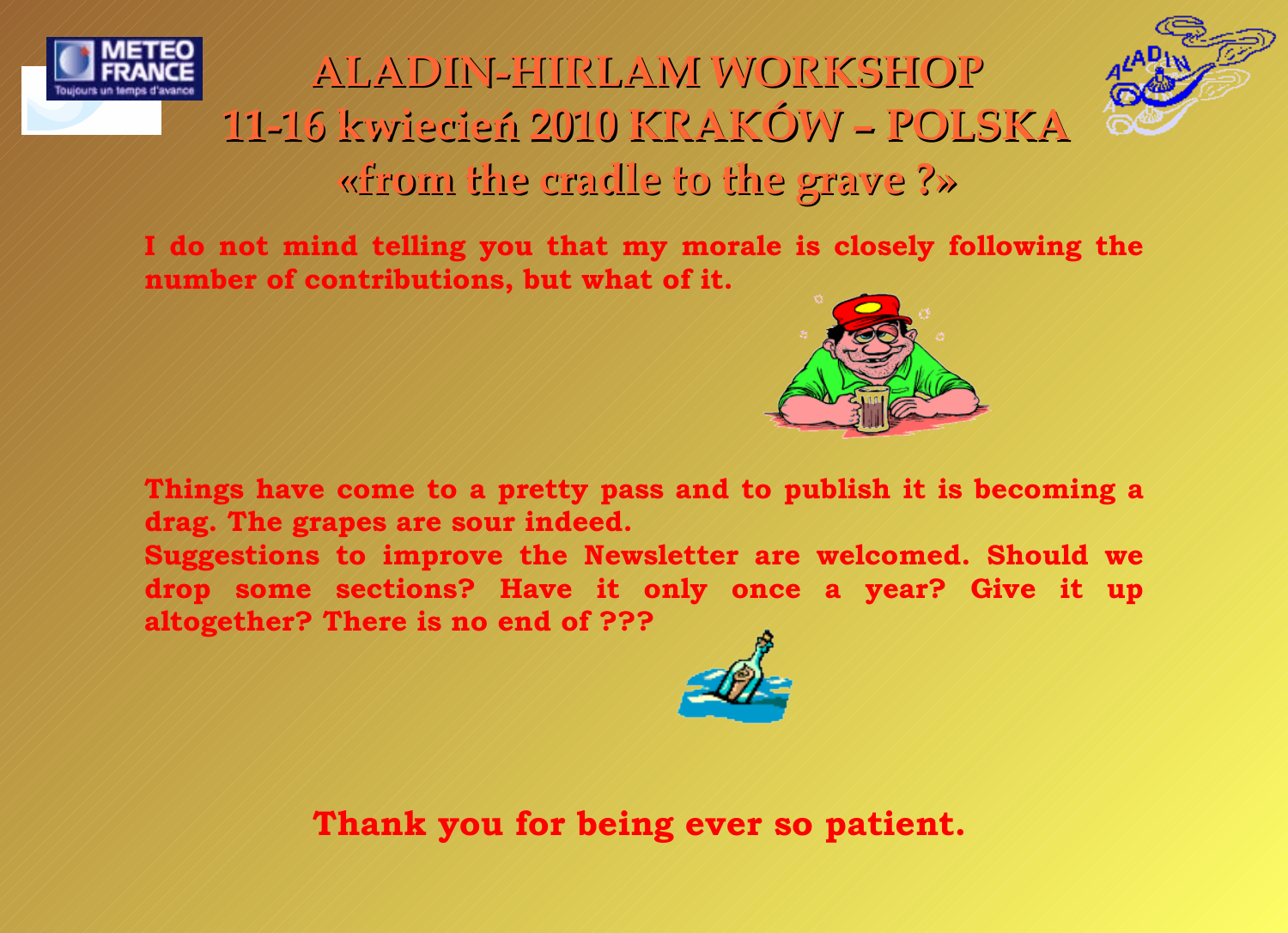# ALADIN-HIRLAM WORKSHOP
# 11-16 kwiecień 2010 KRAKÓW – POLSKA
## «from the cradle to the grave ?»

**I do not mind telling you that my morale is closely following the number of contributions, but what of it.**

**Things have come to a pretty pass and to publish it is becoming a drag. The grapes are sour indeed.**
**Suggestions to improve the Newsletter are welcomed. Should we drop some sections? Have it only once a year? Give it up altogether? There is no end of ???**

**Thank you for being ever so patient.**